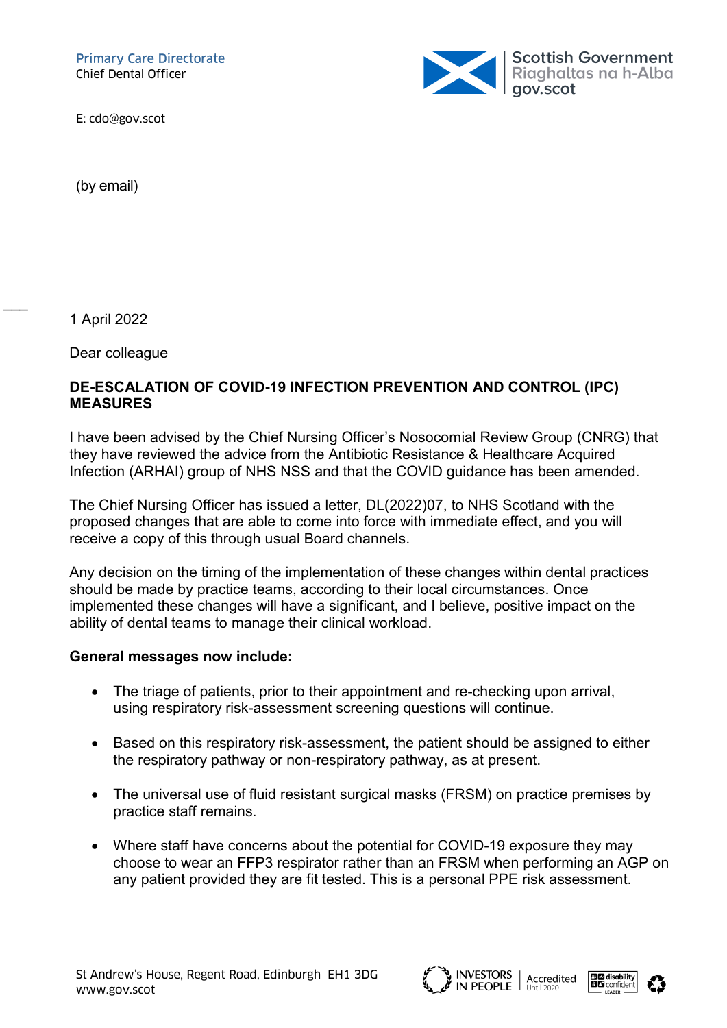Primary Care Directorate
Chief Dental Officer

E: cdo@gov.scot

(by email)

1 April 2022

Dear colleague

**DE-ESCALATION OF COVID-19 INFECTION PREVENTION AND CONTROL (IPC) MEASURES**

I have been advised by the Chief Nursing Officer's Nosocomial Review Group (CNRG) that they have reviewed the advice from the Antibiotic Resistance & Healthcare Acquired Infection (ARHAI) group of NHS NSS and that the COVID guidance has been amended.

The Chief Nursing Officer has issued a letter, DL(2022)07, to NHS Scotland with the proposed changes that are able to come into force with immediate effect, and you will receive a copy of this through usual Board channels.

Any decision on the timing of the implementation of these changes within dental practices should be made by practice teams, according to their local circumstances. Once implemented these changes will have a significant, and I believe, positive impact on the ability of dental teams to manage their clinical workload.

**General messages now include:**

- The triage of patients, prior to their appointment and re-checking upon arrival, using respiratory risk-assessment screening questions will continue.

- Based on this respiratory risk-assessment, the patient should be assigned to either the respiratory pathway or non-respiratory pathway, as at present.

- The universal use of fluid resistant surgical masks (FRSM) on practice premises by practice staff remains.

- Where staff have concerns about the potential for COVID-19 exposure they may choose to wear an FFP3 respirator rather than an FRSM when performing an AGP on any patient provided they are fit tested. This is a personal PPE risk assessment.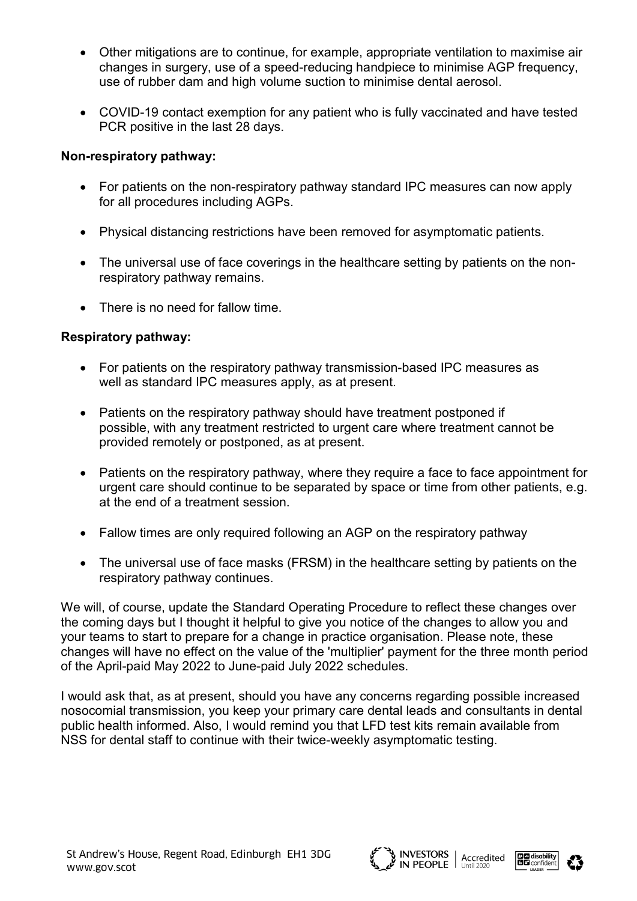- Other mitigations are to continue, for example, appropriate ventilation to maximise air changes in surgery, use of a speed-reducing handpiece to minimise AGP frequency, use of rubber dam and high volume suction to minimise dental aerosol.

- COVID-19 contact exemption for any patient who is fully vaccinated and have tested PCR positive in the last 28 days.

**Non-respiratory pathway:**

- For patients on the non-respiratory pathway standard IPC measures can now apply for all procedures including AGPs.

- Physical distancing restrictions have been removed for asymptomatic patients.

- The universal use of face coverings in the healthcare setting by patients on the non-respiratory pathway remains.

- There is no need for fallow time.

**Respiratory pathway:**

- For patients on the respiratory pathway transmission-based IPC measures as well as standard IPC measures apply, as at present.

- Patients on the respiratory pathway should have treatment postponed if possible, with any treatment restricted to urgent care where treatment cannot be provided remotely or postponed, as at present.

- Patients on the respiratory pathway, where they require a face to face appointment for urgent care should continue to be separated by space or time from other patients, e.g. at the end of a treatment session.

- Fallow times are only required following an AGP on the respiratory pathway

- The universal use of face masks (FRSM) in the healthcare setting by patients on the respiratory pathway continues.

We will, of course, update the Standard Operating Procedure to reflect these changes over the coming days but I thought it helpful to give you notice of the changes to allow you and your teams to start to prepare for a change in practice organisation. Please note, these changes will have no effect on the value of the 'multiplier' payment for the three month period of the April-paid May 2022 to June-paid July 2022 schedules.

I would ask that, as at present, should you have any concerns regarding possible increased nosocomial transmission, you keep your primary care dental leads and consultants in dental public health informed. Also, I would remind you that LFD test kits remain available from NSS for dental staff to continue with their twice-weekly asymptomatic testing.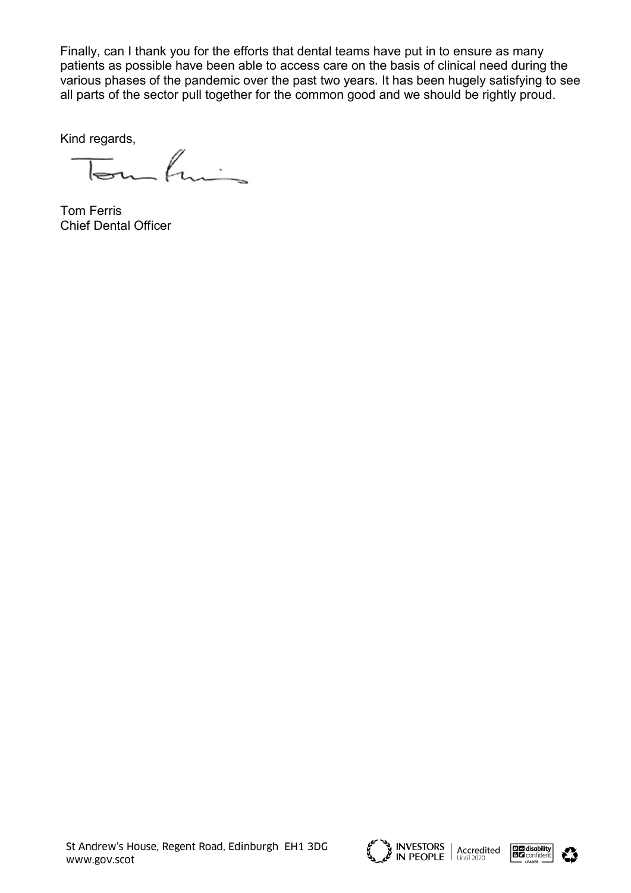Finally, can I thank you for the efforts that dental teams have put in to ensure as many patients as possible have been able to access care on the basis of clinical need during the various phases of the pandemic over the past two years. It has been hugely satisfying to see all parts of the sector pull together for the common good and we should be rightly proud.

Kind regards,

Tom Ferris
Chief Dental Officer